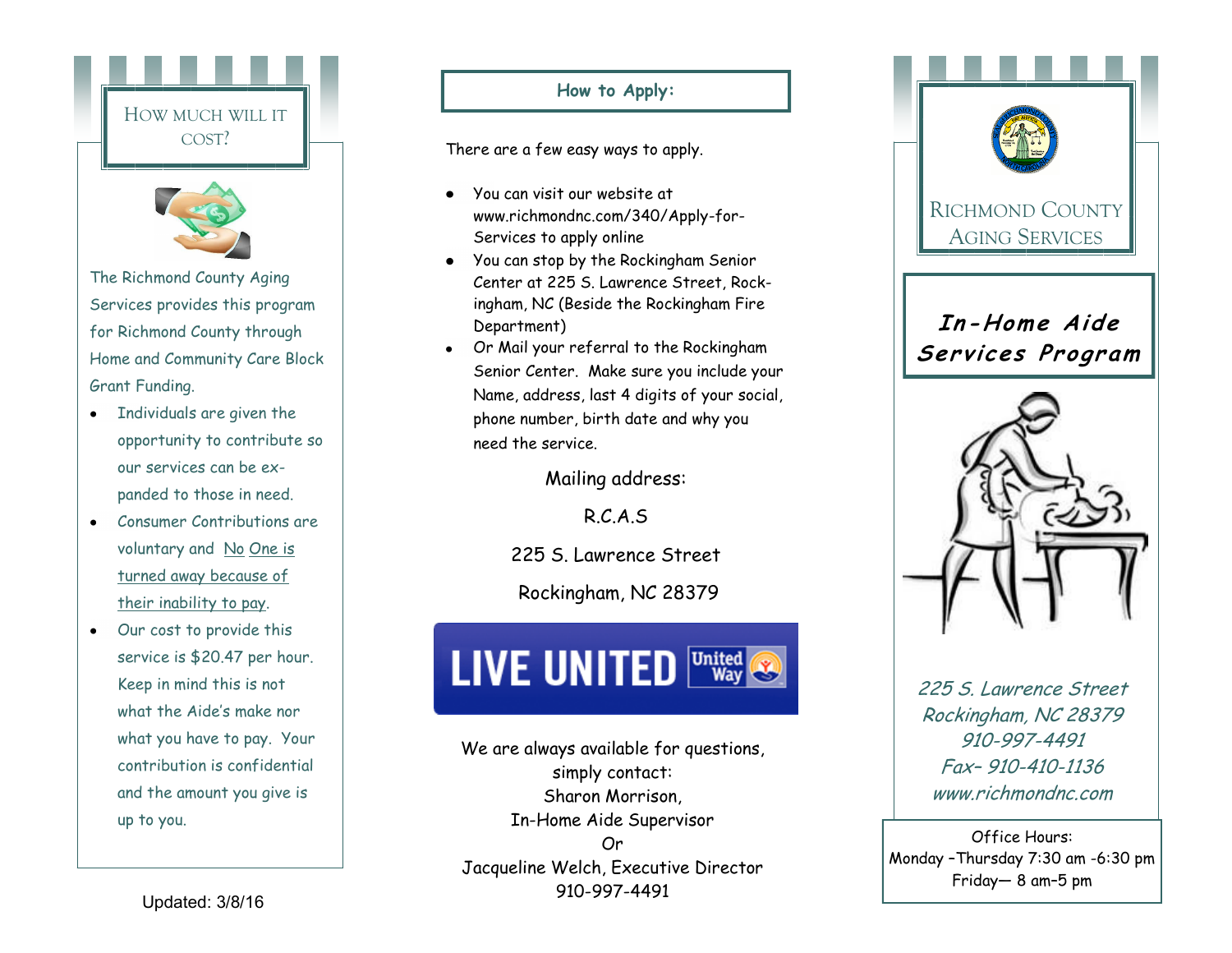## How much will it cost?

The Richmond County Aging Services provides this program for Richmond County through Home and Community Care Block Grant Funding.

- Individuals are given the opportunity to contribute so our services can be expanded to those in need.
- Consumer Contributions are voluntary and <u>No One is turned away because of their inability to pay</u>.
- Our cost to provide this service is $20.47 per hour. Keep in mind this is not what the Aide's make nor what you have to pay. Your contribution is confidential and the amount you give is up to you.

Updated: 3/8/16

## How to Apply:

There are a few easy ways to apply.

- You can visit our website at www.richmondnc.com/340/Apply-for-Services to apply online
- You can stop by the Rockingham Senior Center at 225 S. Lawrence Street, Rockingham, NC (Beside the Rockingham Fire Department)
- Or Mail your referral to the Rockingham Senior Center. Make sure you include your Name, address, last 4 digits of your social, phone number, birth date and why you need the service.

Mailing address:

R.C.A.S

225 S. Lawrence Street

Rockingham, NC 28379

LIVE UNITED United Way

We are always available for questions, simply contact:
Sharon Morrison,
In-Home Aide Supervisor
Or
Jacqueline Welch, Executive Director
910-997-4491

# Richmond County Aging Services

## *In-Home Aide Services Program*

*225 S. Lawrence Street*
*Rockingham, NC 28379*
*910-997-4491*
*Fax– 910-410-1136*
*www.richmondnc.com*

Office Hours:
Monday –Thursday 7:30 am -6:30 pm
Friday— 8 am-5 pm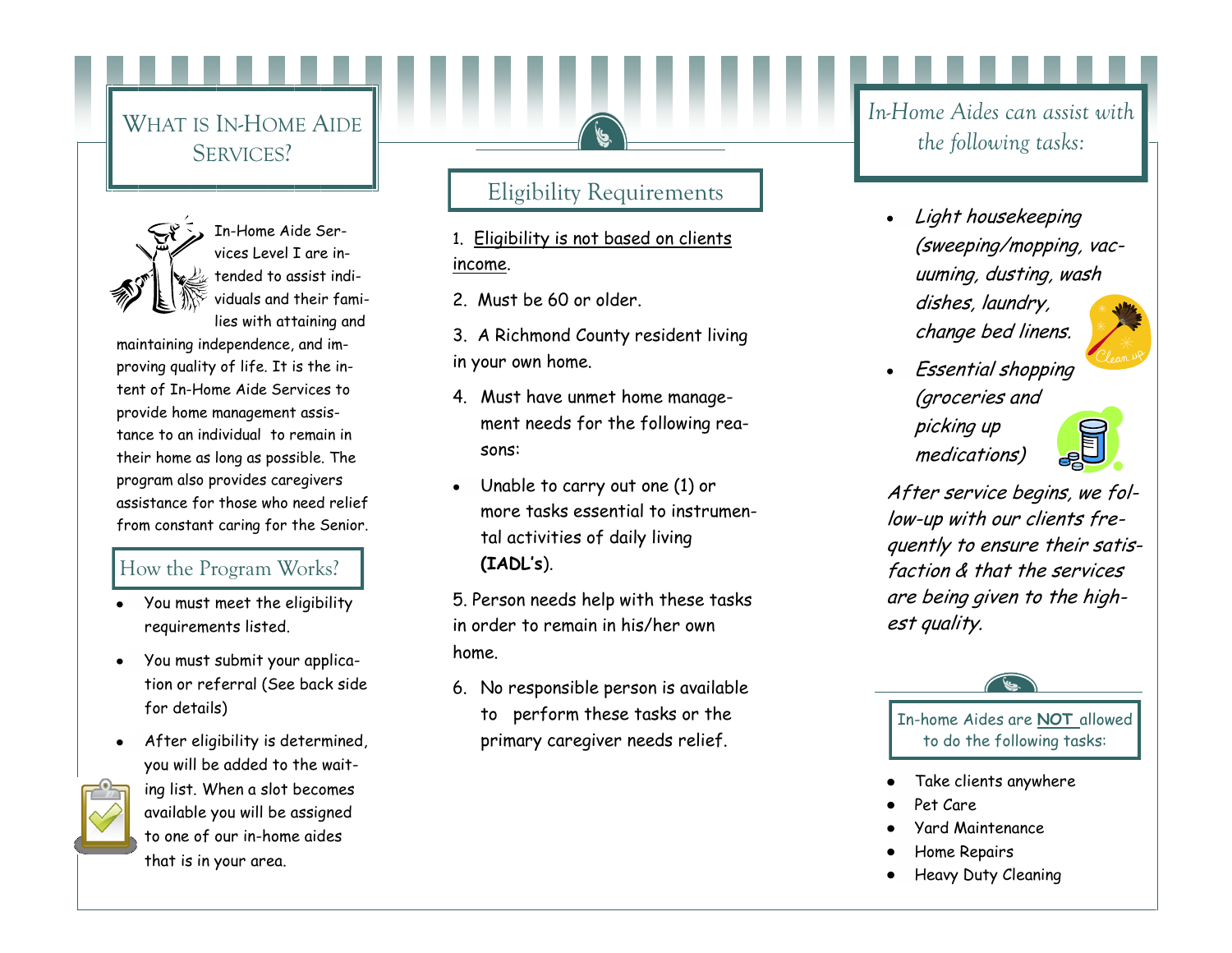## What is In-Home Aide Services?

In-Home Aide Services Level I are intended to assist individuals and their families with attaining and maintaining independence, and improving quality of life. It is the intent of In-Home Aide Services to provide home management assistance to an individual to remain in their home as long as possible. The program also provides caregivers assistance for those who need relief from constant caring for the Senior.

## How the Program Works?

- You must meet the eligibility requirements listed.
- You must submit your application or referral (See back side for details)
- After eligibility is determined, you will be added to the waiting list. When a slot becomes available you will be assigned to one of our in-home aides that is in your area.

## Eligibility Requirements

1. Eligibility is not based on clients income.
2. Must be 60 or older.
3. A Richmond County resident living in your own home.
4. Must have unmet home management needs for the following reasons:
   - Unable to carry out one (1) or more tasks essential to instrumental activities of daily living **(IADL's)**.
5. Person needs help with these tasks in order to remain in his/her own home.
6. No responsible person is available to perform these tasks or the primary caregiver needs relief.

## *In-Home Aides can assist with the following tasks:*

- *Light housekeeping (sweeping/mopping, vacuuming, dusting, wash dishes, laundry, change bed linens.*
- *Essential shopping (groceries and picking up medications)*

*After service begins, we follow-up with our clients frequently to ensure their satisfaction & that the services are being given to the highest quality.*

### In-home Aides are NOT allowed to do the following tasks:

- Take clients anywhere
- Pet Care
- Yard Maintenance
- Home Repairs
- Heavy Duty Cleaning